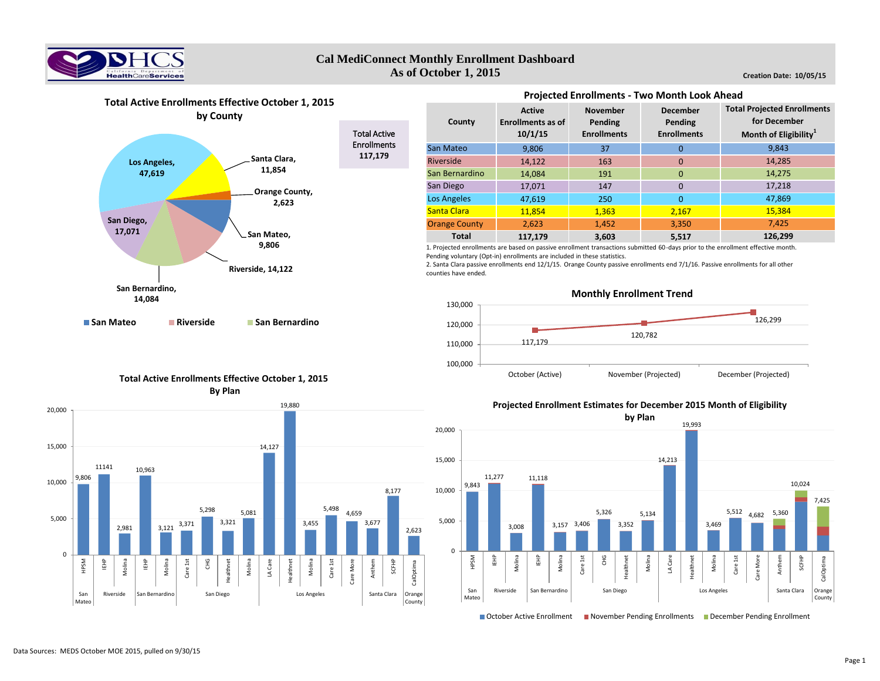# Cal MediConnect Monthly Enrollment Dashboard

## As of October 1, 2015

**Creation Date: 10/05/15**

### Total Active Enrollments Effective October 1, 2015 by County

| County | Enrollments |
|---|---|
| Los Angeles | 47,619 |
| Santa Clara | 11,854 |
| Orange County | 2,623 |
| San Mateo | 9,806 |
| Riverside | 14,122 |
| San Bernardino | 14,084 |
| San Diego | 17,071 |

Total Active Enrollments 117,179

### Projected Enrollments - Two Month Look Ahead

| County | Active Enrollments as of 10/1/15 | November Pending Enrollments | December Pending Enrollments | Total Projected Enrollments for December Month of Eligibility[1] |
|---|---|---|---|---|
| San Mateo | 9,806 | 37 | 0 | 9,843 |
| Riverside | 14,122 | 163 | 0 | 14,285 |
| San Bernardino | 14,084 | 191 | 0 | 14,275 |
| San Diego | 17,071 | 147 | 0 | 17,218 |
| Los Angeles | 47,619 | 250 | 0 | 47,869 |
| Santa Clara | 11,854 | 1,363 | 2,167 | 15,384 |
| Orange County | 2,623 | 1,452 | 3,350 | 7,425 |
| **Total** | **117,179** | **3,603** | **5,517** | **126,299** |

1. Projected enrollments are based on passive enrollment transactions submitted 60-days prior to the enrollment effective month. Pending voluntary (Opt-in) enrollments are included in these statistics.
2. Santa Clara passive enrollments end 12/1/15. Orange County passive enrollments end 7/1/16. Passive enrollments for all other counties have ended.

### Monthly Enrollment Trend

| Month | Enrollment |
|---|---|
| October (Active) | 117,179 |
| November (Projected) | 120,782 |
| December (Projected) | 126,299 |

### Total Active Enrollments Effective October 1, 2015 By Plan

| County | Plan | Enrollments |
|---|---|---|
| San Mateo | HPSM | 9,806 |
| Riverside | IEHP | 11141 |
| Riverside | Molina | 2,981 |
| San Bernardino | IEHP | 10,963 |
| San Bernardino | Molina | 3,121 |
| San Diego | Care 1st | 3,371 |
| San Diego | CHG | 5,298 |
| San Diego | Healthnet | 3,321 |
| San Diego | Molina | 5,081 |
| Los Angeles | LA Care | 14,127 |
| Los Angeles | Healthnet | 19,880 |
| Los Angeles | Molina | 3,455 |
| Los Angeles | Care 1st | 5,498 |
| Los Angeles | Care More | 4,659 |
| Santa Clara | Anthem | 3,677 |
| Santa Clara | SCFHP | 8,177 |
| Orange County | CalOptima | 2,623 |

### Projected Enrollment Estimates for December 2015 Month of Eligibility by Plan

(October Active Enrollment, November Pending Enrollments, December Pending Enrollment)

| County | Plan | Projected Enrollments |
|---|---|---|
| San Mateo | HPSM | 9,843 |
| Riverside | IEHP | 11,277 |
| Riverside | Molina | 3,008 |
| San Bernardino | IEHP | 11,118 |
| San Bernardino | Molina | 3,157 |
| San Diego | Care 1st | 3,406 |
| San Diego | CHG | 5,326 |
| San Diego | Healthnet | 3,352 |
| San Diego | Molina | 5,134 |
| Los Angeles | LA Care | 14,213 |
| Los Angeles | Healthnet | 19,993 |
| Los Angeles | Molina | 3,469 |
| Los Angeles | Care 1st | 5,512 |
| Los Angeles | Care More | 4,682 |
| Santa Clara | Anthem | 5,360 |
| Santa Clara | SCFHP | 10,024 |
| Orange County | CalOptima | 7,425 |

Data Sources: MEDS October MOE 2015, pulled on 9/30/15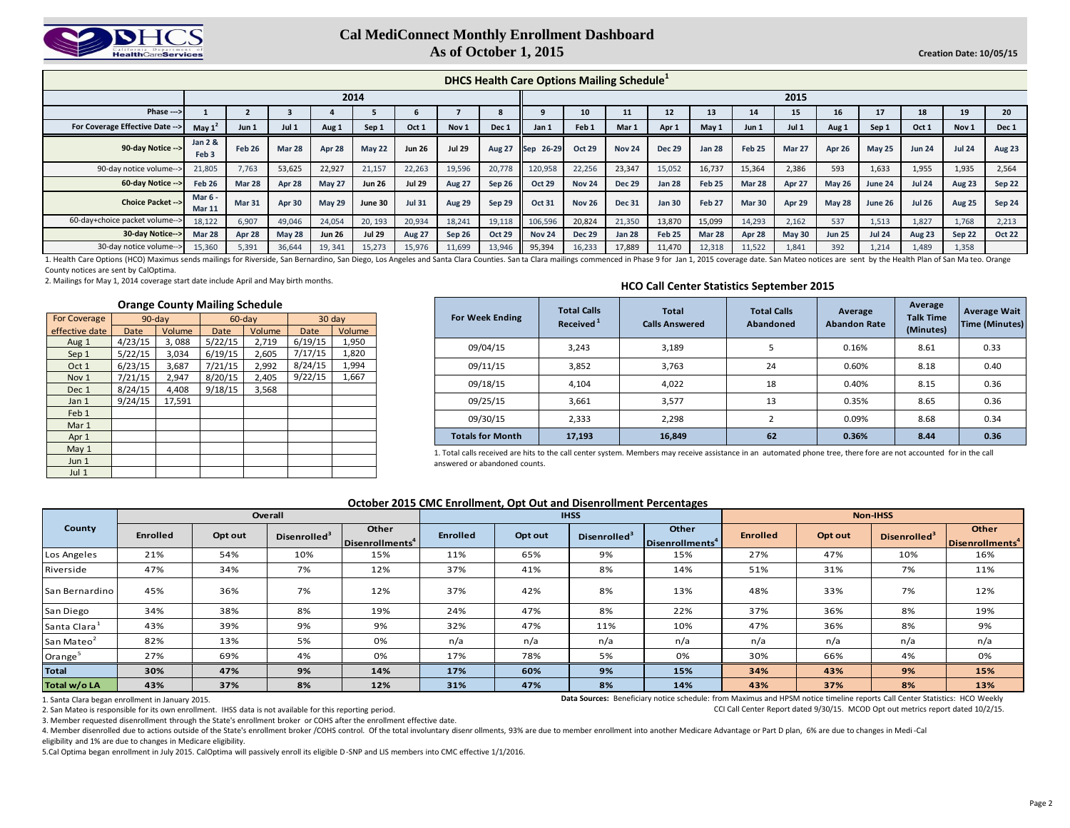# Cal MediConnect Monthly Enrollment Dashboard
## As of October 1, 2015

Creation Date: 10/05/15

### DHCS Health Care Options Mailing Schedule[1]

| | 2014 | | | | | | | | 2015 | | | | | | | | | | | |
|---|---|---|---|---|---|---|---|---|---|---|---|---|---|---|---|---|---|---|---|---|
| Phase ---> | 1 | 2 | 3 | 4 | 5 | 6 | 7 | 8 | 9 | 10 | 11 | 12 | 13 | 14 | 15 | 16 | 17 | 18 | 19 | 20 |
| For Coverage Effective Date --> | May 1[2] | Jun 1 | Jul 1 | Aug 1 | Sep 1 | Oct 1 | Nov 1 | Dec 1 | Jan 1 | Feb 1 | Mar 1 | Apr 1 | May 1 | Jun 1 | Jul 1 | Aug 1 | Sep 1 | Oct 1 | Nov 1 | Dec 1 |
| 90-day Notice --> | Jan 2 & Feb 3 | Feb 26 | Mar 28 | Apr 28 | May 22 | Jun 26 | Jul 29 | Aug 27 | Sep 26-29 | Oct 29 | Nov 24 | Dec 29 | Jan 28 | Feb 25 | Mar 27 | Apr 26 | May 25 | Jun 24 | Jul 24 | Aug 23 |
| 90-day notice volume--> | 21,805 | 7,763 | 53,625 | 22,927 | 21,157 | 22,263 | 19,596 | 20,778 | 120,958 | 22,256 | 23,347 | 15,052 | 16,737 | 15,364 | 2,386 | 593 | 1,633 | 1,955 | 1,935 | 2,564 |
| 60-day Notice --> | Feb 26 | Mar 28 | Apr 28 | May 27 | Jun 26 | Jul 29 | Aug 27 | Sep 26 | Oct 29 | Nov 24 | Dec 29 | Jan 28 | Feb 25 | Mar 28 | Apr 27 | May 26 | June 24 | Jul 24 | Aug 23 | Sep 22 |
| Choice Packet --> | Mar 6 - Mar 11 | Mar 31 | Apr 30 | May 29 | June 30 | Jul 31 | Aug 29 | Sep 29 | Oct 31 | Nov 26 | Dec 31 | Jan 30 | Feb 27 | Mar 30 | Apr 29 | May 28 | June 26 | Jul 26 | Aug 25 | Sep 24 |
| 60-day+choice packet volume--> | 18,122 | 6,907 | 49,046 | 24,054 | 20, 193 | 20,934 | 18,241 | 19,118 | 106,596 | 20,824 | 21,350 | 13,870 | 15,099 | 14,293 | 2,162 | 537 | 1,513 | 1,827 | 1,768 | 2,213 |
| 30-day Notice--> | Mar 28 | Apr 28 | May 28 | Jun 26 | Jul 29 | Aug 27 | Sep 26 | Oct 29 | Nov 24 | Dec 29 | Jan 28 | Feb 25 | Mar 28 | Apr 28 | May 30 | Jun 25 | Jul 24 | Aug 23 | Sep 22 | Oct 22 |
| 30-day notice volume--> | 15,360 | 5,391 | 36,644 | 19, 341 | 15,273 | 15,976 | 11,699 | 13,946 | 95,394 | 16,233 | 17,889 | 11,470 | 12,318 | 11,522 | 1,841 | 392 | 1,214 | 1,489 | 1,358 | |

1. Health Care Options (HCO) Maximus sends mailings for Riverside, San Bernardino, San Diego, Los Angeles and Santa Clara Counties. San ta Clara mailings commenced in Phase 9 for Jan 1, 2015 coverage date. San Mateo notices are sent by the Health Plan of San Ma teo. Orange County notices are sent by CalOptima.

2. Mailings for May 1, 2014 coverage start date include April and May birth months.

### Orange County Mailing Schedule

| For Coverage | 90-day | | 60-day | | 30 day | |
|---|---|---|---|---|---|---|
| effective date | Date | Volume | Date | Volume | Date | Volume |
| Aug 1 | 4/23/15 | 3, 088 | 5/22/15 | 2,719 | 6/19/15 | 1,950 |
| Sep 1 | 5/22/15 | 3,034 | 6/19/15 | 2,605 | 7/17/15 | 1,820 |
| Oct 1 | 6/23/15 | 3,687 | 7/21/15 | 2,992 | 8/24/15 | 1,994 |
| Nov 1 | 7/21/15 | 2,947 | 8/20/15 | 2,405 | 9/22/15 | 1,667 |
| Dec 1 | 8/24/15 | 4,408 | 9/18/15 | 3,568 | | |
| Jan 1 | 9/24/15 | 17,591 | | | | |
| Feb 1 | | | | | | |
| Mar 1 | | | | | | |
| Apr 1 | | | | | | |
| May 1 | | | | | | |
| Jun 1 | | | | | | |
| Jul 1 | | | | | | |

### HCO Call Center Statistics September 2015

| For Week Ending | Total Calls Received[1] | Total Calls Answered | Total Calls Abandoned | Average Abandon Rate | Average Talk Time (Minutes) | Average Wait Time (Minutes) |
|---|---|---|---|---|---|---|
| 09/04/15 | 3,243 | 3,189 | 5 | 0.16% | 8.61 | 0.33 |
| 09/11/15 | 3,852 | 3,763 | 24 | 0.60% | 8.18 | 0.40 |
| 09/18/15 | 4,104 | 4,022 | 18 | 0.40% | 8.15 | 0.36 |
| 09/25/15 | 3,661 | 3,577 | 13 | 0.35% | 8.65 | 0.36 |
| 09/30/15 | 2,333 | 2,298 | 2 | 0.09% | 8.68 | 0.34 |
| **Totals for Month** | **17,193** | **16,849** | **62** | **0.36%** | **8.44** | **0.36** |

1. Total calls received are hits to the call center system. Members may receive assistance in an automated phone tree, there fore are not accounted for in the call answered or abandoned counts.

### October 2015 CMC Enrollment, Opt Out and Disenrollment Percentages

| County | Overall | | | | IHSS | | | | Non-IHSS | | | |
|---|---|---|---|---|---|---|---|---|---|---|---|---|
| | Enrolled | Opt out | Disenrolled[3] | Other Disenrollments[4] | Enrolled | Opt out | Disenrolled[3] | Other Disenrollments[4] | Enrolled | Opt out | Disenrolled[3] | Other Disenrollments[4] |
| Los Angeles | 21% | 54% | 10% | 15% | 11% | 65% | 9% | 15% | 27% | 47% | 10% | 16% |
| Riverside | 47% | 34% | 7% | 12% | 37% | 41% | 8% | 14% | 51% | 31% | 7% | 11% |
| San Bernardino | 45% | 36% | 7% | 12% | 37% | 42% | 8% | 13% | 48% | 33% | 7% | 12% |
| San Diego | 34% | 38% | 8% | 19% | 24% | 47% | 8% | 22% | 37% | 36% | 8% | 19% |
| Santa Clara[1] | 43% | 39% | 9% | 9% | 32% | 47% | 11% | 10% | 47% | 36% | 8% | 9% |
| San Mateo[2] | 82% | 13% | 5% | 0% | n/a | n/a | n/a | n/a | n/a | n/a | n/a | n/a |
| Orange[5] | 27% | 69% | 4% | 0% | 17% | 78% | 5% | 0% | 30% | 66% | 4% | 0% |
| **Total** | **30%** | **47%** | **9%** | **14%** | **17%** | **60%** | **9%** | **15%** | **34%** | **43%** | **9%** | **15%** |
| **Total w/o LA** | **43%** | **37%** | **8%** | **12%** | **31%** | **47%** | **8%** | **14%** | **43%** | **37%** | **8%** | **13%** |

1. Santa Clara began enrollment in January 2015.

2. San Mateo is responsible for its own enrollment. IHSS data is not available for this reporting period.

3. Member requested disenrollment through the State's enrollment broker or COHS after the enrollment effective date.

4. Member disenrolled due to actions outside of the State's enrollment broker /COHS control. Of the total involuntary disenr ollments, 93% are due to member enrollment into another Medicare Advantage or Part D plan, 6% are due to changes in Medi-Cal eligibility and 1% are due to changes in Medicare eligibility.

5. Cal Optima began enrollment in July 2015. CalOptima will passively enroll its eligible D-SNP and LIS members into CMC effective 1/1/2016.

**Data Sources:** Beneficiary notice schedule: from Maximus and HPSM notice timeline reports Call Center Statistics: HCO Weekly CCI Call Center Report dated 9/30/15. MCOD Opt out metrics report dated 10/2/15.